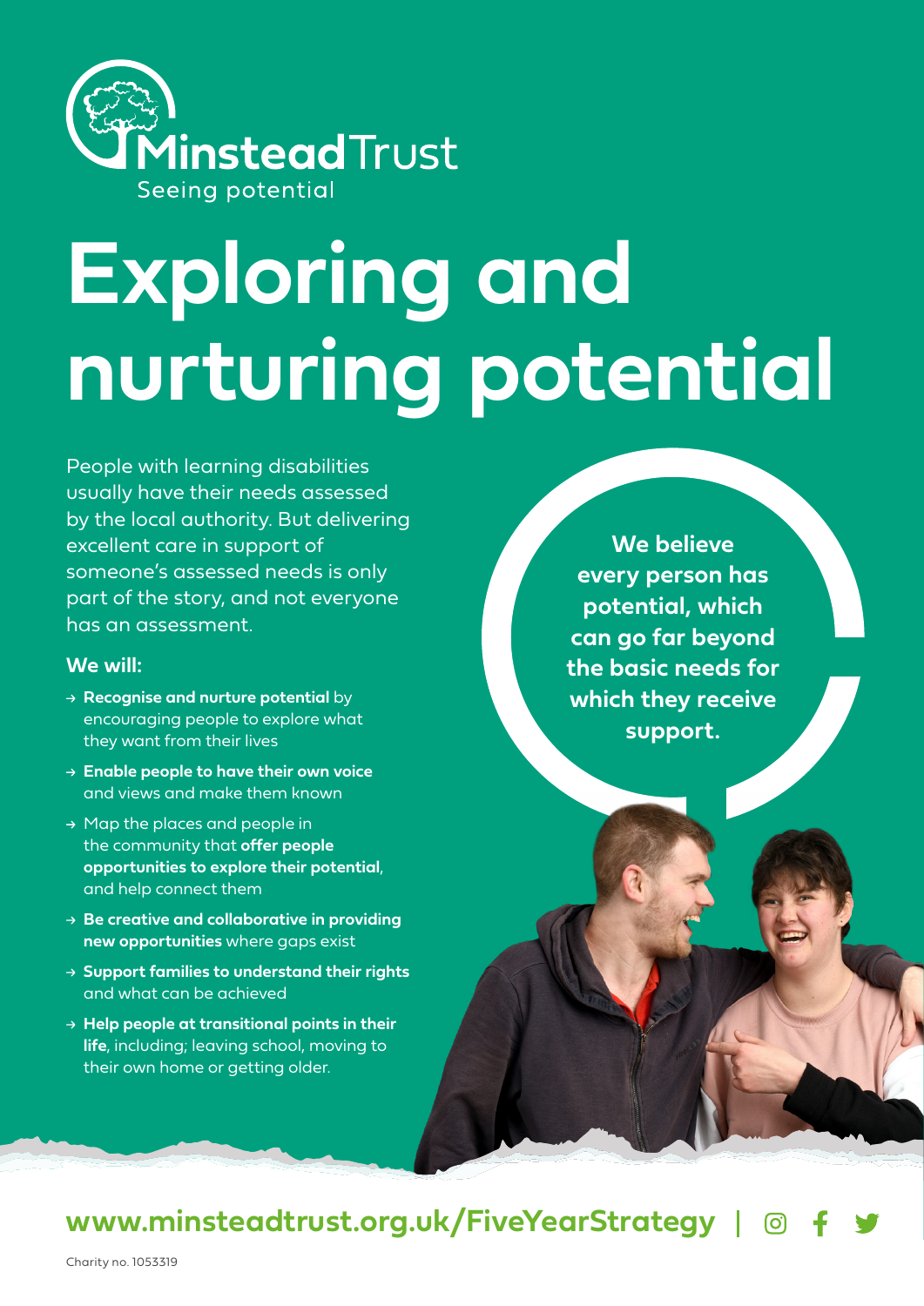Minstead Trust
Seeing potential

# Exploring and nurturing potential

People with learning disabilities usually have their needs assessed by the local authority. But delivering excellent care in support of someone's assessed needs is only part of the story, and not everyone has an assessment.

**We will:**

- **Recognise and nurture potential** by encouraging people to explore what they want from their lives
- **Enable people to have their own voice** and views and make them known
- Map the places and people in the community that **offer people opportunities to explore their potential**, and help connect them
- **Be creative and collaborative in providing new opportunities** where gaps exist
- **Support families to understand their rights** and what can be achieved
- **Help people at transitional points in their life**, including; leaving school, moving to their own home or getting older.

**We believe every person has potential, which can go far beyond the basic needs for which they receive support.**

**www.minsteadtrust.org.uk/FiveYearStrategy**

Charity no. 1053319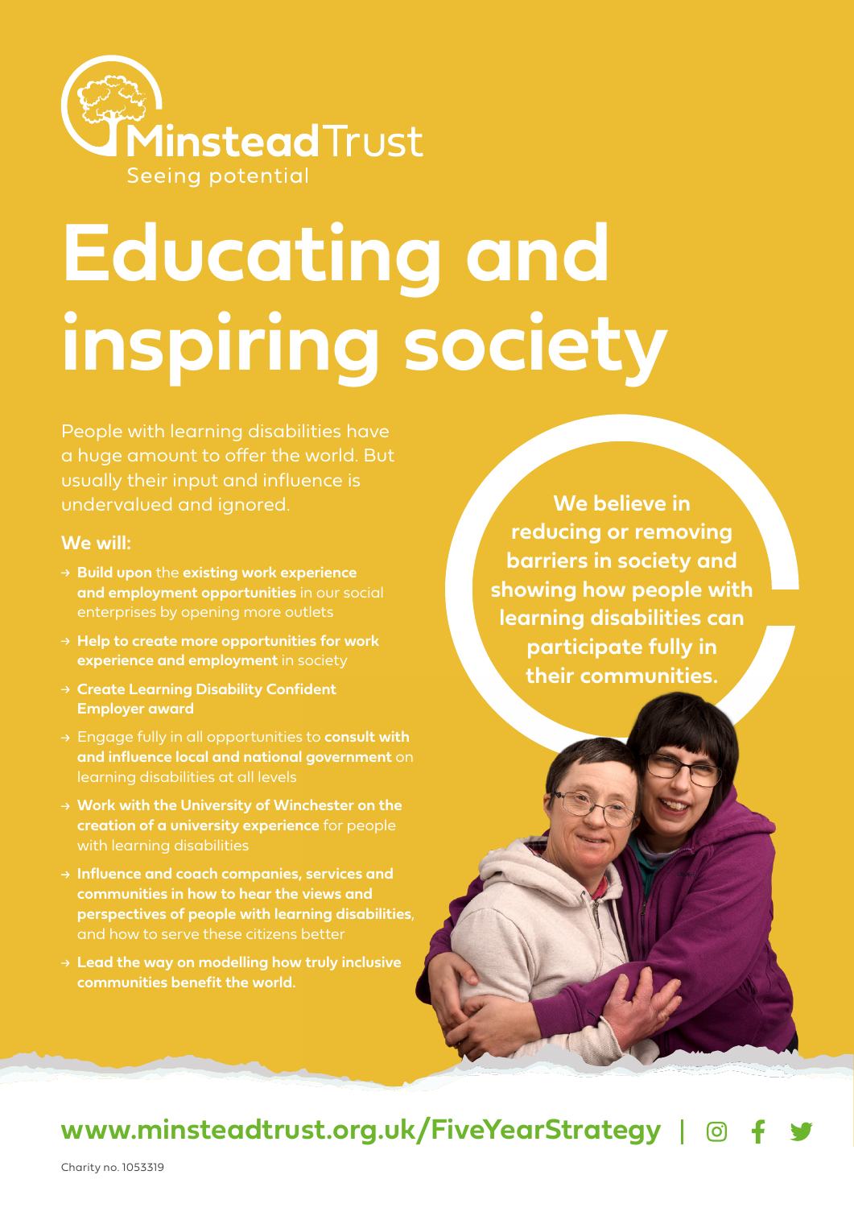Minstead Trust

Seeing potential

# Educating and inspiring society

People with learning disabilities have a huge amount to offer the world. But usually their input and influence is undervalued and ignored.

**We will:**

- **Build upon** the **existing work experience and employment opportunities** in our social enterprises by opening more outlets
- **Help to create more opportunities for work experience and employment** in society
- **Create Learning Disability Confident Employer award**
- Engage fully in all opportunities to **consult with and influence local and national government** on learning disabilities at all levels
- **Work with the University of Winchester on the creation of a university experience** for people with learning disabilities
- **Influence and coach companies, services and communities in how to hear the views and perspectives of people with learning disabilities**, and how to serve these citizens better
- **Lead the way on modelling how truly inclusive communities benefit the world.**

**We believe in reducing or removing barriers in society and showing how people with learning disabilities can participate fully in their communities.**

**www.minsteadtrust.org.uk/FiveYearStrategy**

Charity no. 1053319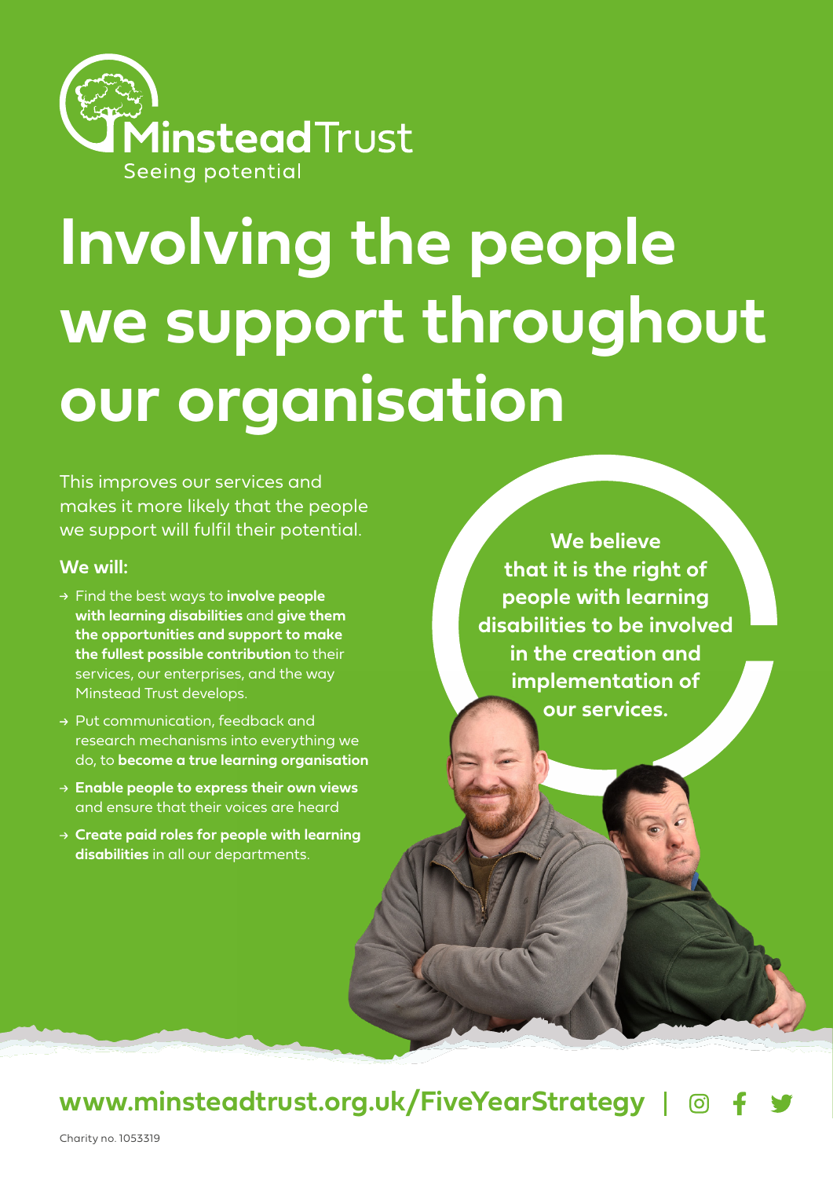Minstead Trust

Seeing potential

# Involving the people we support throughout our organisation

This improves our services and makes it more likely that the people we support will fulfil their potential.

**We will:**

- Find the best ways to **involve people with learning disabilities** and **give them the opportunities and support to make the fullest possible contribution** to their services, our enterprises, and the way Minstead Trust develops.
- Put communication, feedback and research mechanisms into everything we do, to **become a true learning organisation**
- **Enable people to express their own views** and ensure that their voices are heard
- **Create paid roles for people with learning disabilities** in all our departments.

**We believe that it is the right of people with learning disabilities to be involved in the creation and implementation of our services.**

**www.minsteadtrust.org.uk/FiveYearStrategy**

Charity no. 1053319